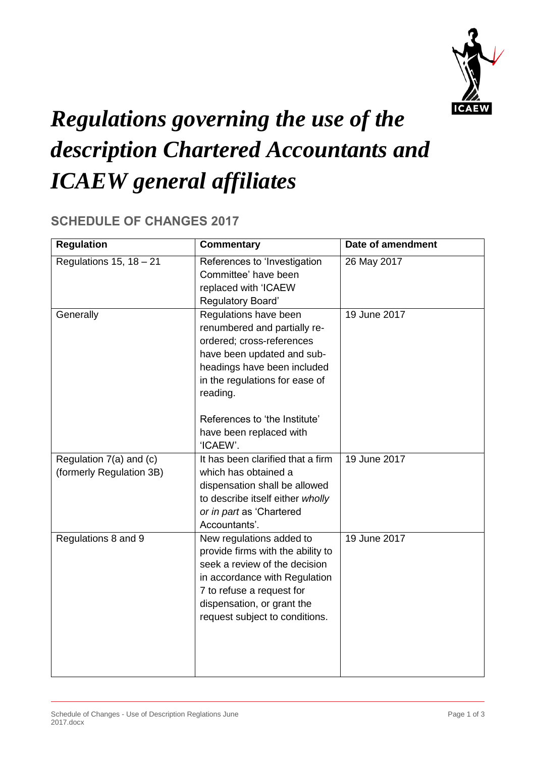# *Regulations governing the use of the description Chartered Accountants and ICAEW general affiliates*

## SCHEDULE OF CHANGES 2017

| Regulation | Commentary | Date of amendment |
| --- | --- | --- |
| Regulations 15, 18 – 21 | References to 'Investigation Committee' have been replaced with 'ICAEW Regulatory Board' | 26 May 2017 |
| Generally | Regulations have been renumbered and partially re-ordered; cross-references have been updated and sub-headings have been included in the regulations for ease of reading.<br><br>References to 'the Institute' have been replaced with 'ICAEW'. | 19 June 2017 |
| Regulation 7(a) and (c) (formerly Regulation 3B) | It has been clarified that a firm which has obtained a dispensation shall be allowed to describe itself either *wholly or in part* as 'Chartered Accountants'. | 19 June 2017 |
| Regulations 8 and 9 | New regulations added to provide firms with the ability to seek a review of the decision in accordance with Regulation 7 to refuse a request for dispensation, or grant the request subject to conditions. | 19 June 2017 |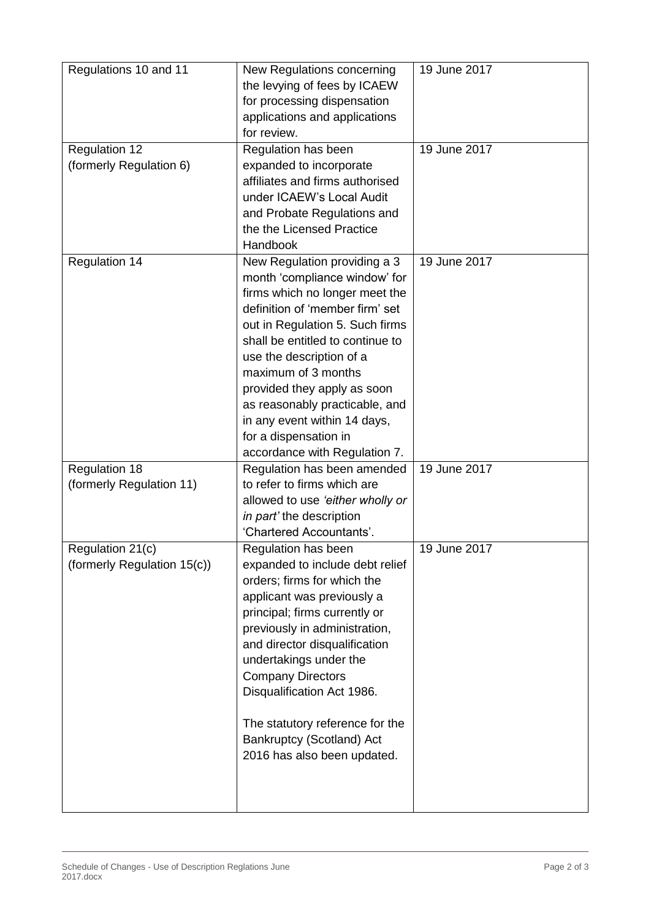| | | |
|---|---|---|
| Regulations 10 and 11 | New Regulations concerning the levying of fees by ICAEW for processing dispensation applications and applications for review. | 19 June 2017 |
| Regulation 12 (formerly Regulation 6) | Regulation has been expanded to incorporate affiliates and firms authorised under ICAEW's Local Audit and Probate Regulations and the the Licensed Practice Handbook | 19 June 2017 |
| Regulation 14 | New Regulation providing a 3 month 'compliance window' for firms which no longer meet the definition of 'member firm' set out in Regulation 5. Such firms shall be entitled to continue to use the description of a maximum of 3 months provided they apply as soon as reasonably practicable, and in any event within 14 days, for a dispensation in accordance with Regulation 7. | 19 June 2017 |
| Regulation 18 (formerly Regulation 11) | Regulation has been amended to refer to firms which are allowed to use *'either wholly or in part'* the description 'Chartered Accountants'. | 19 June 2017 |
| Regulation 21(c) (formerly Regulation 15(c)) | Regulation has been expanded to include debt relief orders; firms for which the applicant was previously a principal; firms currently or previously in administration, and director disqualification undertakings under the Company Directors Disqualification Act 1986.<br><br>The statutory reference for the Bankruptcy (Scotland) Act 2016 has also been updated. | 19 June 2017 |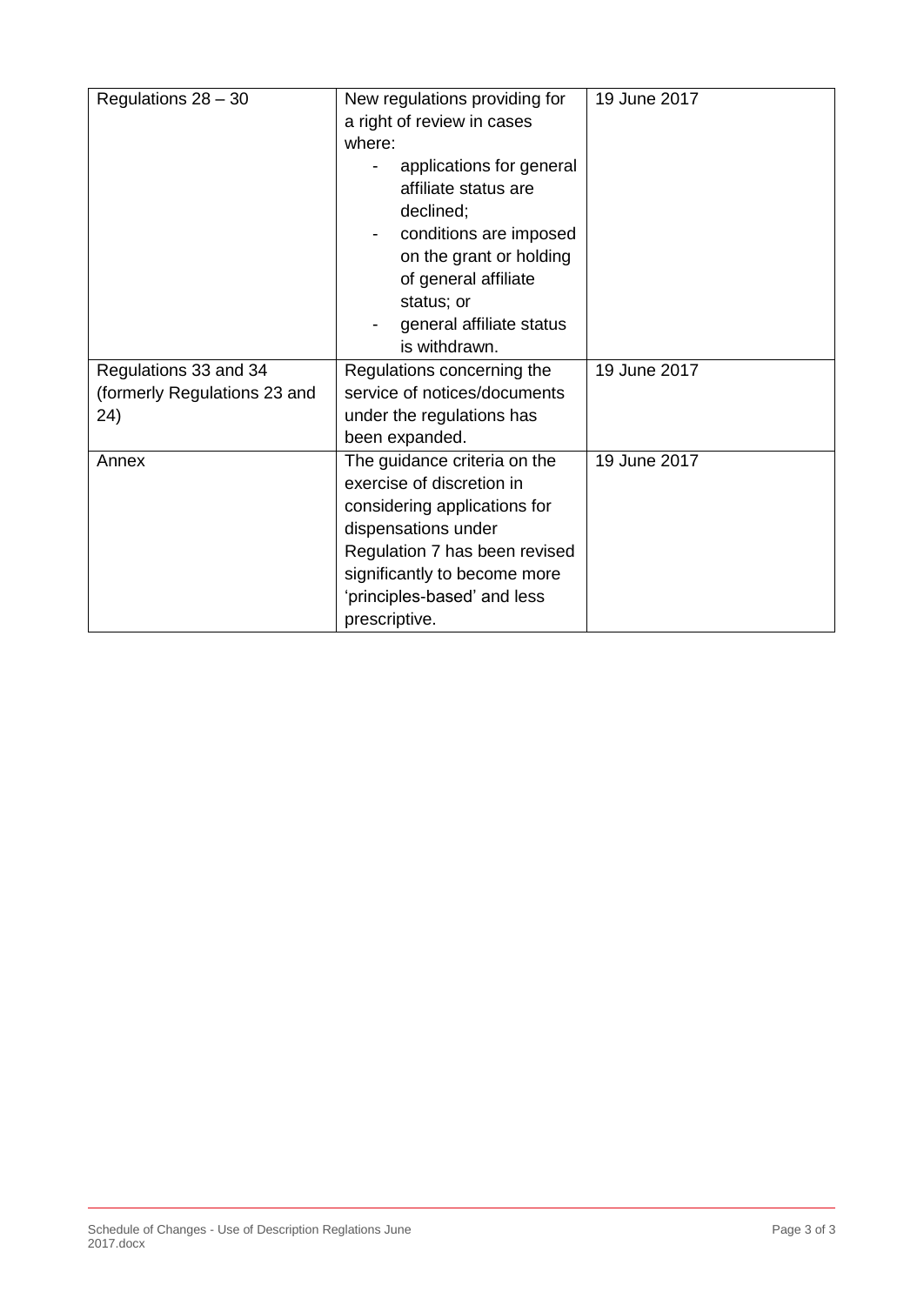| | | |
|---|---|---|
| Regulations 28 – 30 | New regulations providing for a right of review in cases where:<br>- applications for general affiliate status are declined;<br>- conditions are imposed on the grant or holding of general affiliate status; or<br>- general affiliate status is withdrawn. | 19 June 2017 |
| Regulations 33 and 34 (formerly Regulations 23 and 24) | Regulations concerning the service of notices/documents under the regulations has been expanded. | 19 June 2017 |
| Annex | The guidance criteria on the exercise of discretion in considering applications for dispensations under Regulation 7 has been revised significantly to become more 'principles-based' and less prescriptive. | 19 June 2017 |